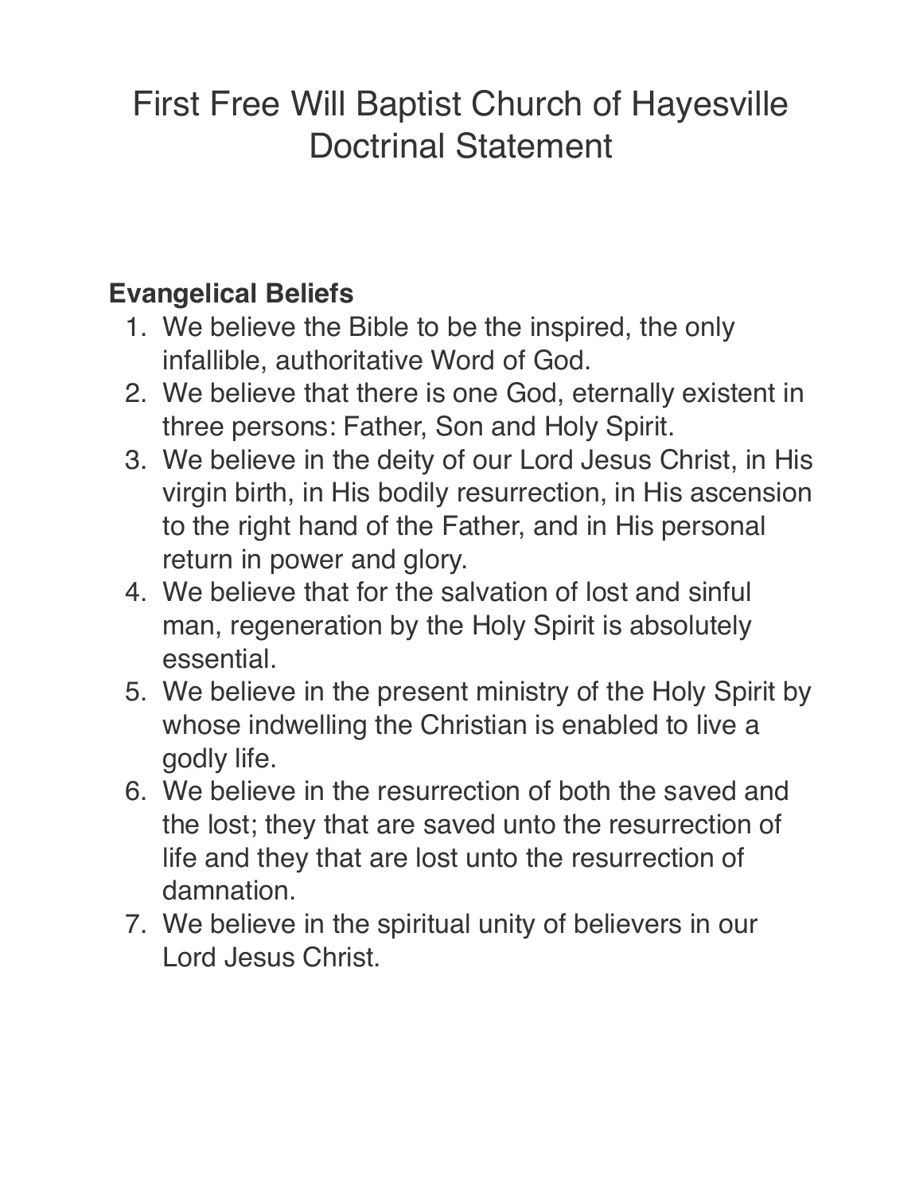# First Free Will Baptist Church of Hayesville Doctrinal Statement

**Evangelical Beliefs**

1. We believe the Bible to be the inspired, the only infallible, authoritative Word of God.
2. We believe that there is one God, eternally existent in three persons: Father, Son and Holy Spirit.
3. We believe in the deity of our Lord Jesus Christ, in His virgin birth, in His bodily resurrection, in His ascension to the right hand of the Father, and in His personal return in power and glory.
4. We believe that for the salvation of lost and sinful man, regeneration by the Holy Spirit is absolutely essential.
5. We believe in the present ministry of the Holy Spirit by whose indwelling the Christian is enabled to live a godly life.
6. We believe in the resurrection of both the saved and the lost; they that are saved unto the resurrection of life and they that are lost unto the resurrection of damnation.
7. We believe in the spiritual unity of believers in our Lord Jesus Christ.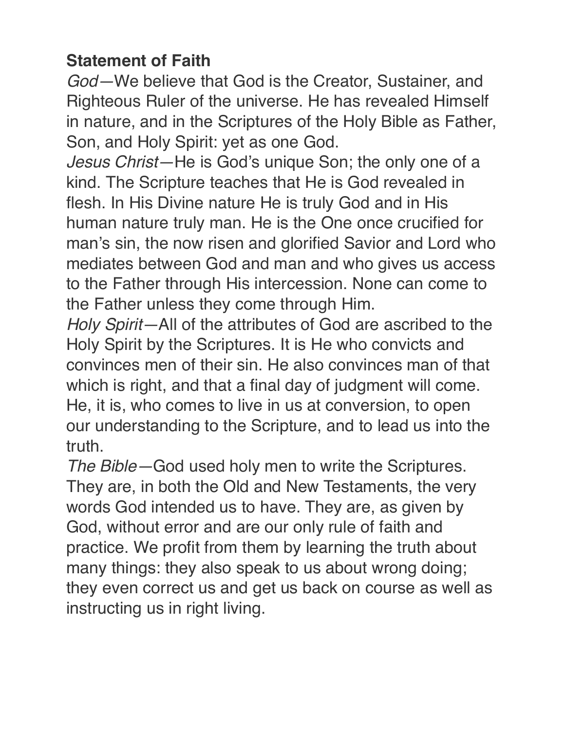**Statement of Faith**

*God*—We believe that God is the Creator, Sustainer, and Righteous Ruler of the universe. He has revealed Himself in nature, and in the Scriptures of the Holy Bible as Father, Son, and Holy Spirit: yet as one God.

*Jesus Christ*—He is God's unique Son; the only one of a kind. The Scripture teaches that He is God revealed in flesh. In His Divine nature He is truly God and in His human nature truly man. He is the One once crucified for man's sin, the now risen and glorified Savior and Lord who mediates between God and man and who gives us access to the Father through His intercession. None can come to the Father unless they come through Him.

*Holy Spirit*—All of the attributes of God are ascribed to the Holy Spirit by the Scriptures. It is He who convicts and convinces men of their sin. He also convinces man of that which is right, and that a final day of judgment will come. He, it is, who comes to live in us at conversion, to open our understanding to the Scripture, and to lead us into the truth.

*The Bible*—God used holy men to write the Scriptures. They are, in both the Old and New Testaments, the very words God intended us to have. They are, as given by God, without error and are our only rule of faith and practice. We profit from them by learning the truth about many things: they also speak to us about wrong doing; they even correct us and get us back on course as well as instructing us in right living.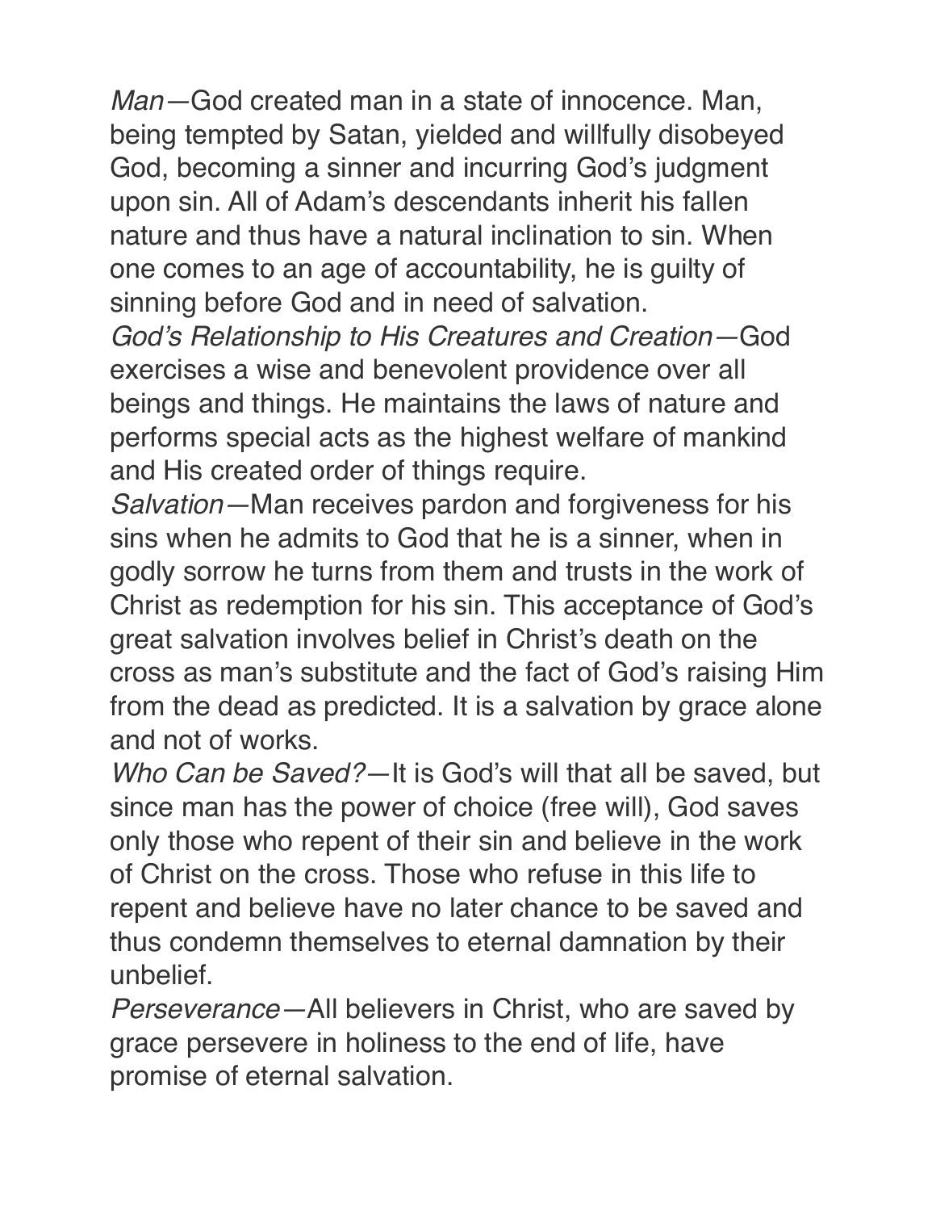*Man*—God created man in a state of innocence. Man, being tempted by Satan, yielded and willfully disobeyed God, becoming a sinner and incurring God's judgment upon sin. All of Adam's descendants inherit his fallen nature and thus have a natural inclination to sin. When one comes to an age of accountability, he is guilty of sinning before God and in need of salvation.

*God's Relationship to His Creatures and Creation*—God exercises a wise and benevolent providence over all beings and things. He maintains the laws of nature and performs special acts as the highest welfare of mankind and His created order of things require.

*Salvation*—Man receives pardon and forgiveness for his sins when he admits to God that he is a sinner, when in godly sorrow he turns from them and trusts in the work of Christ as redemption for his sin. This acceptance of God's great salvation involves belief in Christ's death on the cross as man's substitute and the fact of God's raising Him from the dead as predicted. It is a salvation by grace alone and not of works.

*Who Can be Saved?*—It is God's will that all be saved, but since man has the power of choice (free will), God saves only those who repent of their sin and believe in the work of Christ on the cross. Those who refuse in this life to repent and believe have no later chance to be saved and thus condemn themselves to eternal damnation by their unbelief.

*Perseverance*—All believers in Christ, who are saved by grace persevere in holiness to the end of life, have promise of eternal salvation.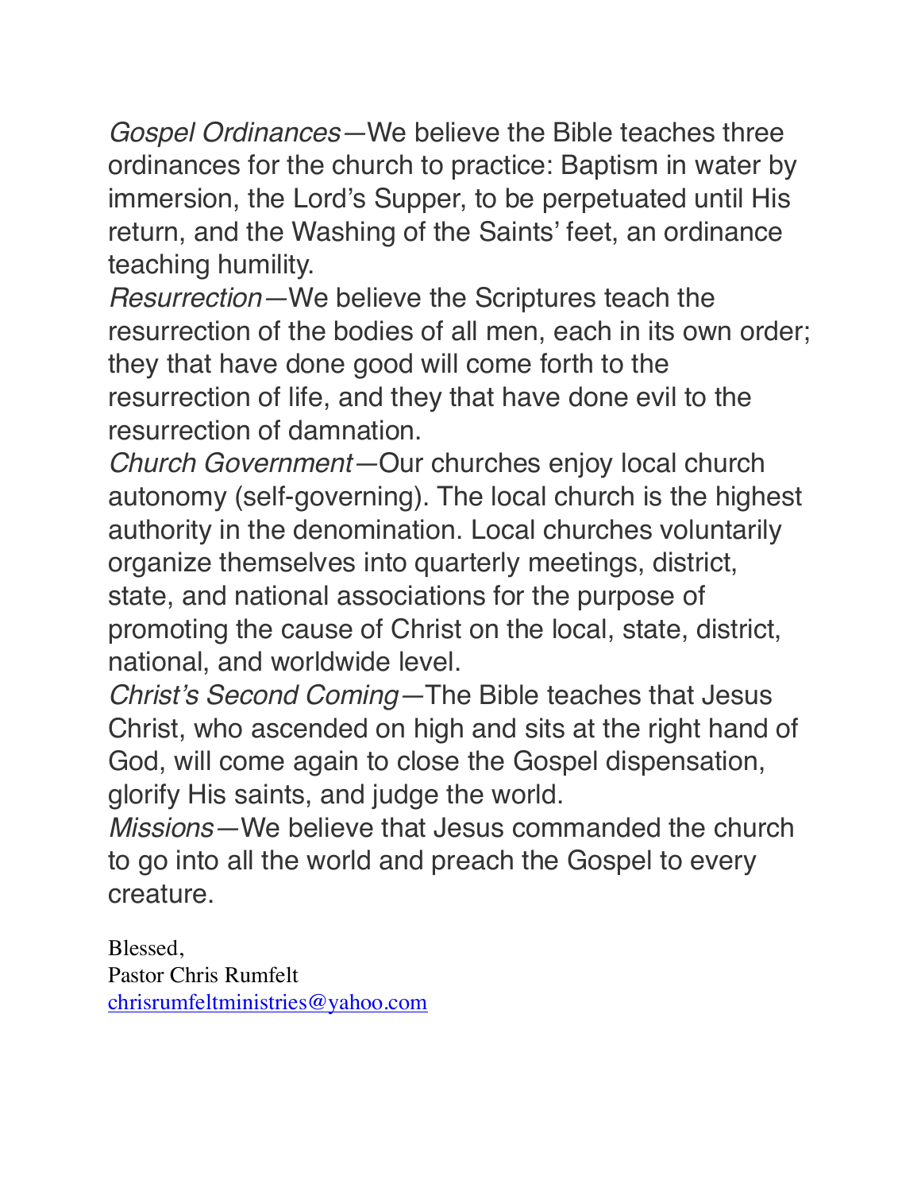*Gospel Ordinances*—We believe the Bible teaches three ordinances for the church to practice: Baptism in water by immersion, the Lord's Supper, to be perpetuated until His return, and the Washing of the Saints' feet, an ordinance teaching humility.

*Resurrection*—We believe the Scriptures teach the resurrection of the bodies of all men, each in its own order; they that have done good will come forth to the resurrection of life, and they that have done evil to the resurrection of damnation.

*Church Government*—Our churches enjoy local church autonomy (self-governing). The local church is the highest authority in the denomination. Local churches voluntarily organize themselves into quarterly meetings, district, state, and national associations for the purpose of promoting the cause of Christ on the local, state, district, national, and worldwide level.

*Christ's Second Coming*—The Bible teaches that Jesus Christ, who ascended on high and sits at the right hand of God, will come again to close the Gospel dispensation, glorify His saints, and judge the world.

*Missions*—We believe that Jesus commanded the church to go into all the world and preach the Gospel to every creature.

Blessed,
Pastor Chris Rumfelt
chrisrumfeltministries@yahoo.com